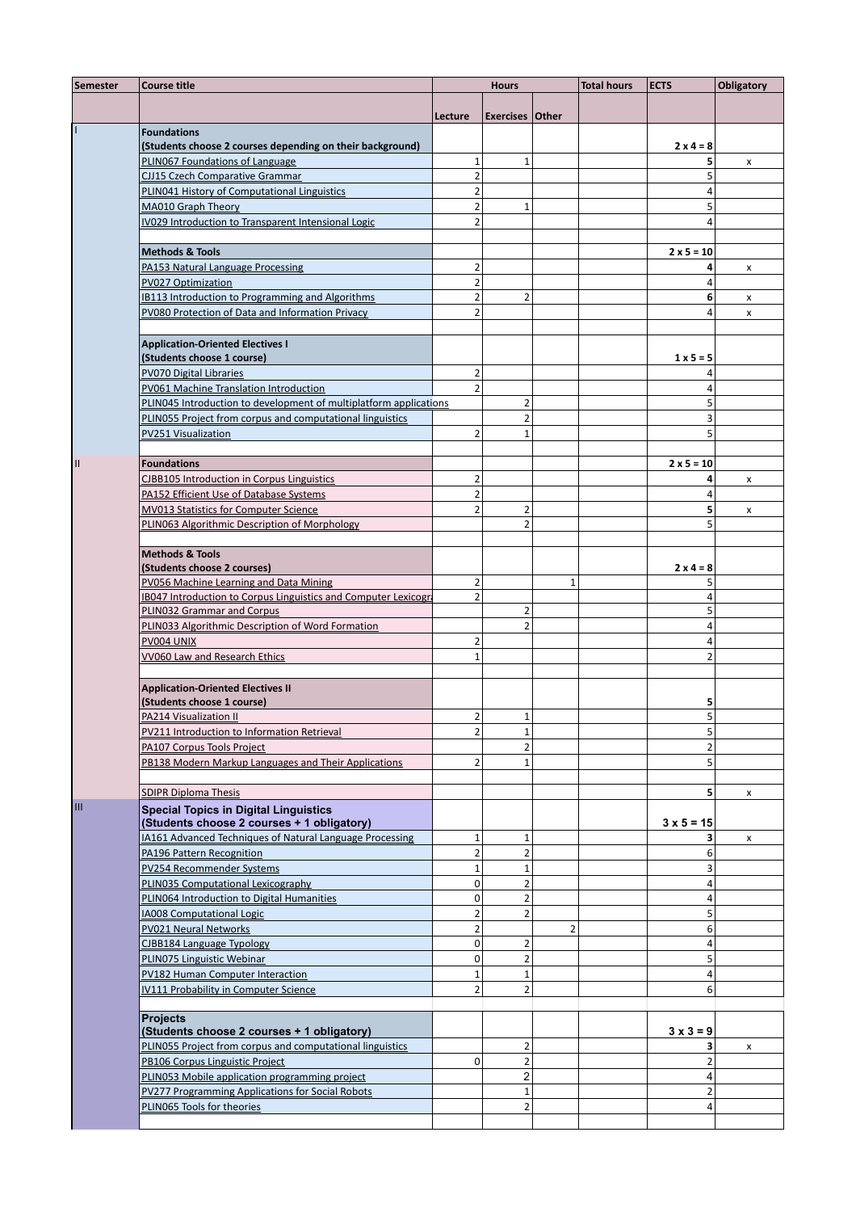| Semester | Course title | Hours | | | Total hours | ECTS | Obligatory |
|---|---|---|---|---|---|---|---|
| | | Lecture | Exercises | Other | | | |
| I | **Foundations (Students choose 2 courses depending on their background)** | | | | | **2 x 4 = 8** | |
| | PLIN067 Foundations of Language | 1 | 1 | | | **5** | x |
| | CJJ15 Czech Comparative Grammar | 2 | | | | 5 | |
| | PLIN041 History of Computational Linguistics | 2 | | | | 4 | |
| | MA010 Graph Theory | 2 | 1 | | | 5 | |
| | IV029 Introduction to Transparent Intensional Logic | 2 | | | | 4 | |
| | | | | | | | |
| | **Methods & Tools** | | | | | **2 x 5 = 10** | |
| | PA153 Natural Language Processing | 2 | | | | **4** | x |
| | PV027 Optimization | 2 | | | | 4 | |
| | IB113 Introduction to Programming and Algorithms | 2 | 2 | | | **6** | x |
| | PV080 Protection of Data and Information Privacy | 2 | | | | 4 | x |
| | | | | | | | |
| | **Application-Oriented Electives I (Students choose 1 course)** | | | | | **1 x 5 = 5** | |
| | PV070 Digital Libraries | 2 | | | | 4 | |
| | PV061 Machine Translation Introduction | 2 | | | | 4 | |
| | PLIN045 Introduction to development of multiplatform applications | | 2 | | | 5 | |
| | PLIN055 Project from corpus and computational linguistics | | 2 | | | 3 | |
| | PV251 Visualization | 2 | 1 | | | 5 | |
| | | | | | | | |
| II | **Foundations** | | | | | **2 x 5 = 10** | |
| | CJBB105 Introduction in Corpus Linguistics | 2 | | | | **4** | x |
| | PA152 Efficient Use of Database Systems | 2 | | | | 4 | |
| | MV013 Statistics for Computer Science | 2 | 2 | | | **5** | x |
| | PLIN063 Algorithmic Description of Morphology | | 2 | | | 5 | |
| | | | | | | | |
| | **Methods & Tools (Students choose 2 courses)** | | | | | **2 x 4 = 8** | |
| | PV056 Machine Learning and Data Mining | 2 | | 1 | | 5 | |
| | IB047 Introduction to Corpus Linguistics and Computer Lexicogr | 2 | | | | 4 | |
| | PLIN032 Grammar and Corpus | | 2 | | | 5 | |
| | PLIN033 Algorithmic Description of Word Formation | | 2 | | | 4 | |
| | PV004 UNIX | 2 | | | | 4 | |
| | VV060 Law and Research Ethics | 1 | | | | 2 | |
| | | | | | | | |
| | **Application-Oriented Electives II (Students choose 1 course)** | | | | | **5** | |
| | PA214 Visualization II | 2 | 1 | | | 5 | |
| | PV211 Introduction to Information Retrieval | 2 | 1 | | | 5 | |
| | PA107 Corpus Tools Project | | 2 | | | 2 | |
| | PB138 Modern Markup Languages and Their Applications | 2 | 1 | | | 5 | |
| | | | | | | | |
| | SDIPR Diploma Thesis | | | | | **5** | x |
| III | **Special Topics in Digital Linguistics (Students choose 2 courses + 1 obligatory)** | | | | | **3 x 5 = 15** | |
| | IA161 Advanced Techniques of Natural Language Processing | 1 | 1 | | | **3** | x |
| | PA196 Pattern Recognition | 2 | 2 | | | 6 | |
| | PV254 Recommender Systems | 1 | 1 | | | 3 | |
| | PLIN035 Computational Lexicography | 0 | 2 | | | 4 | |
| | PLIN064 Introduction to Digital Humanities | 0 | 2 | | | 4 | |
| | IA008 Computational Logic | 2 | 2 | | | 5 | |
| | PV021 Neural Networks | 2 | | 2 | | 6 | |
| | CJBB184 Language Typology | 0 | 2 | | | 4 | |
| | PLIN075 Linguistic Webinar | 0 | 2 | | | 5 | |
| | PV182 Human Computer Interaction | 1 | 1 | | | 4 | |
| | IV111 Probability in Computer Science | 2 | 2 | | | 6 | |
| | | | | | | | |
| | **Projects (Students choose 2 courses + 1 obligatory)** | | | | | **3 x 3 = 9** | |
| | PLIN055 Project from corpus and computational linguistics | | 2 | | | **3** | x |
| | PB106 Corpus Linguistic Project | 0 | 2 | | | 2 | |
| | PLIN053 Mobile application programming project | | 2 | | | 4 | |
| | PV277 Programming Applications for Social Robots | | 1 | | | 2 | |
| | PLIN065 Tools for theories | | 2 | | | 4 | |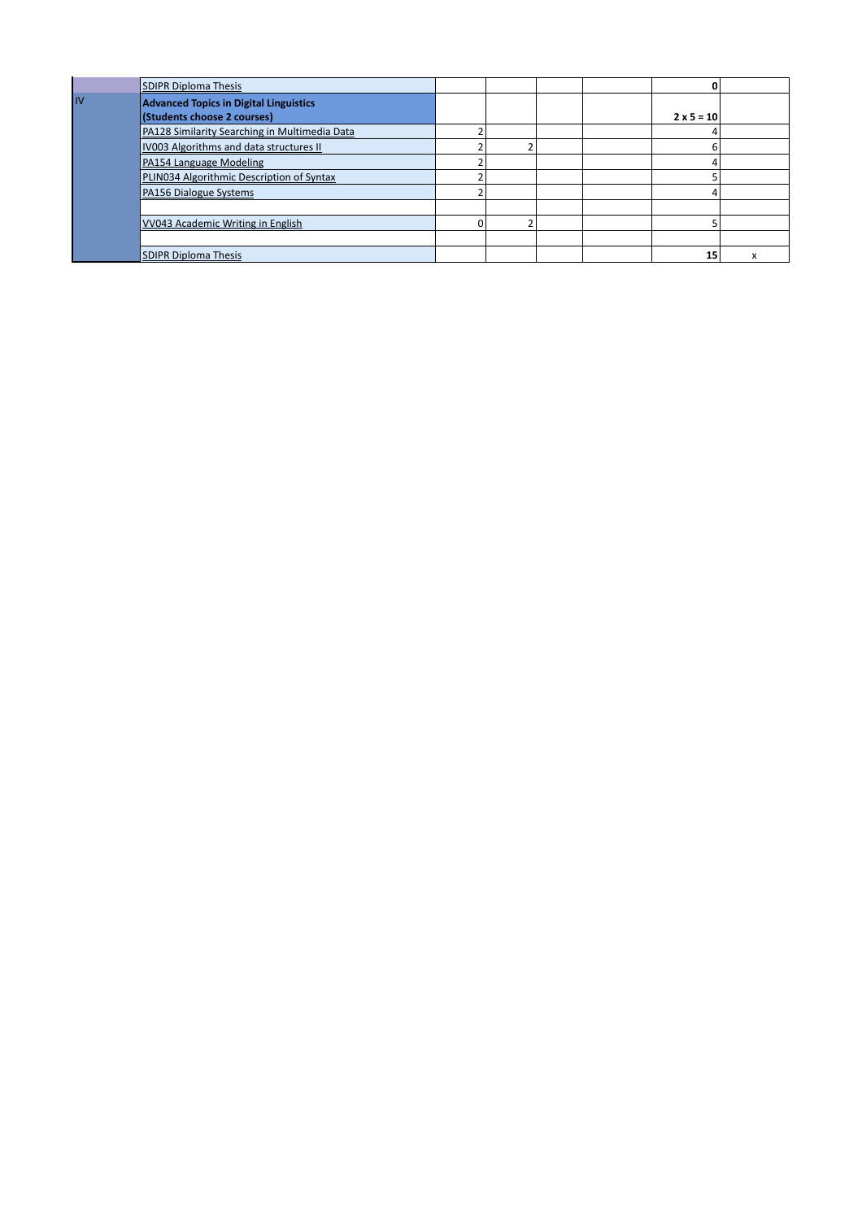| | | | | | | | |
|---|---|---|---|---|---|---|---|
| | SDIPR Diploma Thesis | | | | | **0** | |
| IV | **Advanced Topics in Digital Linguistics (Students choose 2 courses)** | | | | | **2 x 5 = 10** | |
| | PA128 Similarity Searching in Multimedia Data | 2 | | | | 4 | |
| | IV003 Algorithms and data structures II | 2 | 2 | | | 6 | |
| | PA154 Language Modeling | 2 | | | | 4 | |
| | PLIN034 Algorithmic Description of Syntax | 2 | | | | 5 | |
| | PA156 Dialogue Systems | 2 | | | | 4 | |
| | | | | | | | |
| | VV043 Academic Writing in English | 0 | 2 | | | 5 | |
| | | | | | | | |
| | SDIPR Diploma Thesis | | | | | **15** | x |